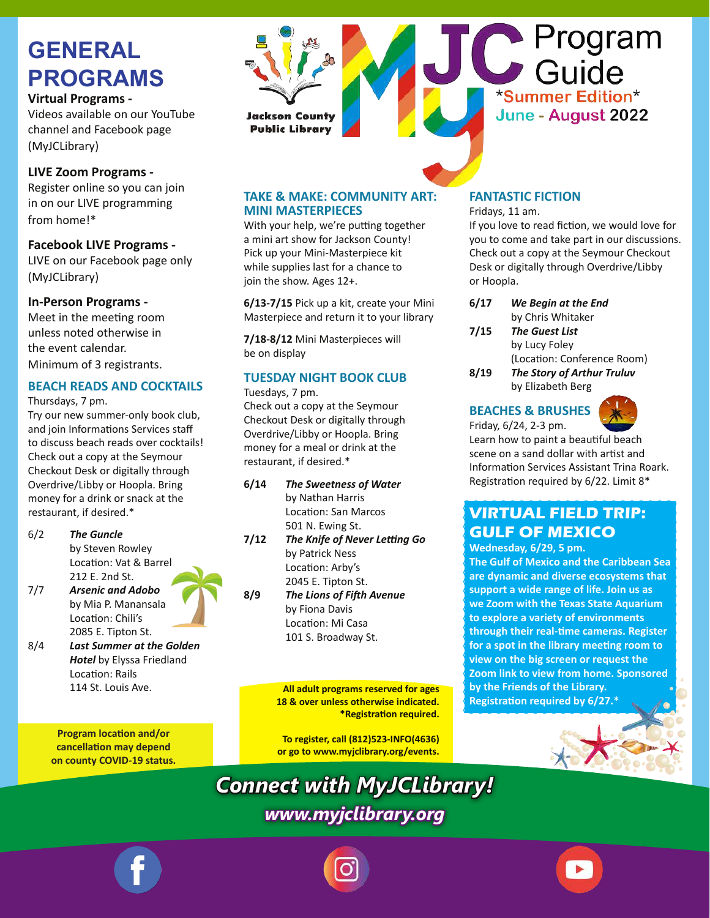# MyJC Program Guide

Jackson County Public Library

*Summer Edition*

June - August 2022

## GENERAL PROGRAMS

**Virtual Programs -**
Videos available on our YouTube channel and Facebook page (MyJCLibrary)

**LIVE Zoom Programs -**
Register online so you can join in on our LIVE programming from home!*

**Facebook LIVE Programs -**
LIVE on our Facebook page only (MyJCLibrary)

**In-Person Programs -**
Meet in the meeting room unless noted otherwise in the event calendar.
Minimum of 3 registrants.

### BEACH READS AND COCKTAILS

Thursdays, 7 pm.
Try our new summer-only book club, and join Informations Services staff to discuss beach reads over cocktails! Check out a copy at the Seymour Checkout Desk or digitally through Overdrive/Libby or Hoopla. Bring money for a drink or snack at the restaurant, if desired.*

- 6/2 — ***The Guncle*** by Steven Rowley
  Location: Vat & Barrel
  212 E. 2nd St.
- 7/7 — ***Arsenic and Adobo*** by Mia P. Manansala
  Location: Chili's
  2085 E. Tipton St.
- 8/4 — ***Last Summer at the Golden Hotel*** by Elyssa Friedland
  Location: Rails
  114 St. Louis Ave.

**Program location and/or cancellation may depend on county COVID-19 status.**

### TAKE & MAKE: COMMUNITY ART: MINI MASTERPIECES

With your help, we're putting together a mini art show for Jackson County! Pick up your Mini-Masterpiece kit while supplies last for a chance to join the show. Ages 12+.

**6/13-7/15** Pick up a kit, create your Mini Masterpiece and return it to your library

**7/18-8/12** Mini Masterpieces will be on display

### TUESDAY NIGHT BOOK CLUB

Tuesdays, 7 pm.
Check out a copy at the Seymour Checkout Desk or digitally through Overdrive/Libby or Hoopla. Bring money for a meal or drink at the restaurant, if desired.*

- **6/14** — ***The Sweetness of Water*** by Nathan Harris
  Location: San Marcos
  501 N. Ewing St.
- **7/12** — ***The Knife of Never Letting Go*** by Patrick Ness
  Location: Arby's
  2045 E. Tipton St.
- **8/9** — ***The Lions of Fifth Avenue*** by Fiona Davis
  Location: Mi Casa
  101 S. Broadway St.

**All adult programs reserved for ages 18 & over unless otherwise indicated.**
***Registration required.**

**To register, call (812)523-INFO(4636) or go to www.myjclibrary.org/events.**

### FANTASTIC FICTION

Fridays, 11 am.
If you love to read fiction, we would love for you to come and take part in our discussions. Check out a copy at the Seymour Checkout Desk or digitally through Overdrive/Libby or Hoopla.

- **6/17** — ***We Begin at the End*** by Chris Whitaker
- **7/15** — ***The Guest List*** by Lucy Foley
  (Location: Conference Room)
- **8/19** — ***The Story of Arthur Truluv*** by Elizabeth Berg

### BEACHES & BRUSHES

Friday, 6/24, 2-3 pm.
Learn how to paint a beautiful beach scene on a sand dollar with artist and Information Services Assistant Trina Roark. Registration required by 6/22. Limit 8*

### VIRTUAL FIELD TRIP: GULF OF MEXICO

**Wednesday, 6/29, 5 pm.**
**The Gulf of Mexico and the Caribbean Sea are dynamic and diverse ecosystems that support a wide range of life. Join us as we Zoom with the Texas State Aquarium to explore a variety of environments through their real-time cameras. Register for a spot in the library meeting room to view on the big screen or request the Zoom link to view from home. Sponsored by the Friends of the Library. Registration required by 6/27.***

## *Connect with MyJCLibrary!*

*www.myjclibrary.org*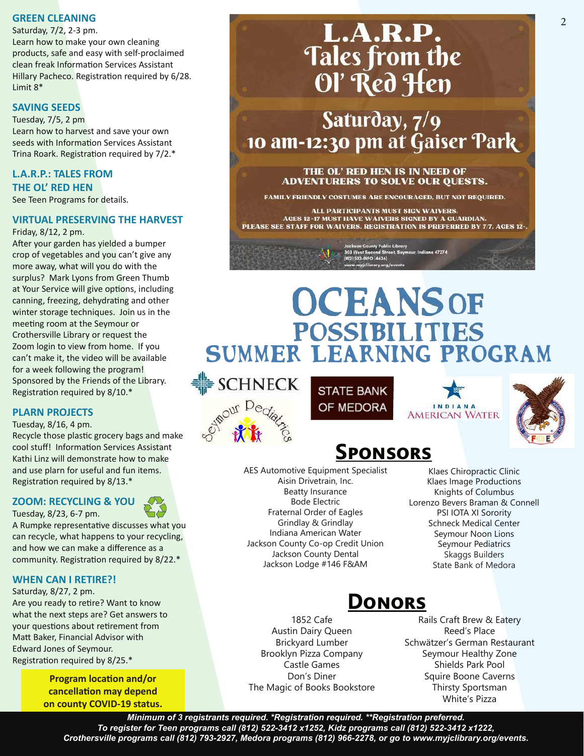## GREEN CLEANING

Saturday, 7/2, 2-3 pm.
Learn how to make your own cleaning products, safe and easy with self-proclaimed clean freak Information Services Assistant Hillary Pacheco. Registration required by 6/28. Limit 8*

## SAVING SEEDS

Tuesday, 7/5, 2 pm
Learn how to harvest and save your own seeds with Information Services Assistant Trina Roark. Registration required by 7/2.*

## L.A.R.P.: TALES FROM THE OL' RED HEN

See Teen Programs for details.

## VIRTUAL PRESERVING THE HARVEST

Friday, 8/12, 2 pm.
After your garden has yielded a bumper crop of vegetables and you can't give any more away, what will you do with the surplus? Mark Lyons from Green Thumb at Your Service will give options, including canning, freezing, dehydrating and other winter storage techniques. Join us in the meeting room at the Seymour or Crothersville Library or request the Zoom login to view from home. If you can't make it, the video will be available for a week following the program! Sponsored by the Friends of the Library. Registration required by 8/10.*

## PLARN PROJECTS

Tuesday, 8/16, 4 pm.
Recycle those plastic grocery bags and make cool stuff! Information Services Assistant Kathi Linz will demonstrate how to make and use plarn for useful and fun items. Registration required by 8/13.*

## ZOOM: RECYCLING & YOU

Tuesday, 8/23, 6-7 pm.
A Rumpke representative discusses what you can recycle, what happens to your recycling, and how we can make a difference as a community. Registration required by 8/22.*

## WHEN CAN I RETIRE?!

Saturday, 8/27, 2 pm.
Are you ready to retire? Want to know what the next steps are? Get answers to your questions about retirement from Matt Baker, Financial Advisor with Edward Jones of Seymour.
Registration required by 8/25.*

**Program location and/or cancellation may depend on county COVID-19 status.**

# L.A.R.P. Tales from the Ol' Red Hen

## Saturday, 7/9 10 am-12:30 pm at Gaiser Park

**THE OL' RED HEN IS IN NEED OF ADVENTURERS TO SOLVE OUR QUESTS.**

FAMILY FRIENDLY COSTUMES ARE ENCOURAGED, BUT NOT REQUIRED.

ALL PARTICIPANTS MUST SIGN WAIVERS.
AGES 12-17 MUST HAVE WAIVERS SIGNED BY A GUARDIAN.
PLEASE SEE STAFF FOR WAIVERS. REGISTRATION IS PREFERRED BY 7/7. AGES 12+.

Jackson County Public Library
303 West Second Street, Seymour, Indiana 47274
(812) 523-INFO (4636)
www.myjclibrary.org/events

# OCEANS OF POSSIBILITIES SUMMER LEARNING PROGRAM

SCHNECK | Seymour Pediatrics | STATE BANK OF MEDORA | INDIANA AMERICAN WATER | F.O.E.

## Sponsors

AES Automotive Equipment Specialist
Aisin Drivetrain, Inc.
Beatty Insurance
Bode Electric
Fraternal Order of Eagles
Grindlay & Grindlay
Indiana American Water
Jackson County Co-op Credit Union
Jackson County Dental
Jackson Lodge #146 F&AM
Klaes Chiropractic Clinic
Klaes Image Productions
Knights of Columbus
Lorenzo Bevers Braman & Connell
PSI IOTA XI Sorority
Schneck Medical Center
Seymour Noon Lions
Seymour Pediatrics
Skaggs Builders
State Bank of Medora

## Donors

1852 Cafe
Austin Dairy Queen
Brickyard Lumber
Brooklyn Pizza Company
Castle Games
Don's Diner
The Magic of Books Bookstore
Rails Craft Brew & Eatery
Reed's Place
Schwätzer's German Restaurant
Seymour Healthy Zone
Shields Park Pool
Squire Boone Caverns
Thirsty Sportsman
White's Pizza

***Minimum of 3 registrants required. *Registration required. **Registration preferred.
To register for Teen programs call (812) 522-3412 x1252, Kidz programs call (812) 522-3412 x1222, Crothersville programs call (812) 793-2927, Medora programs (812) 966-2278, or go to www.myjclibrary.org/events.***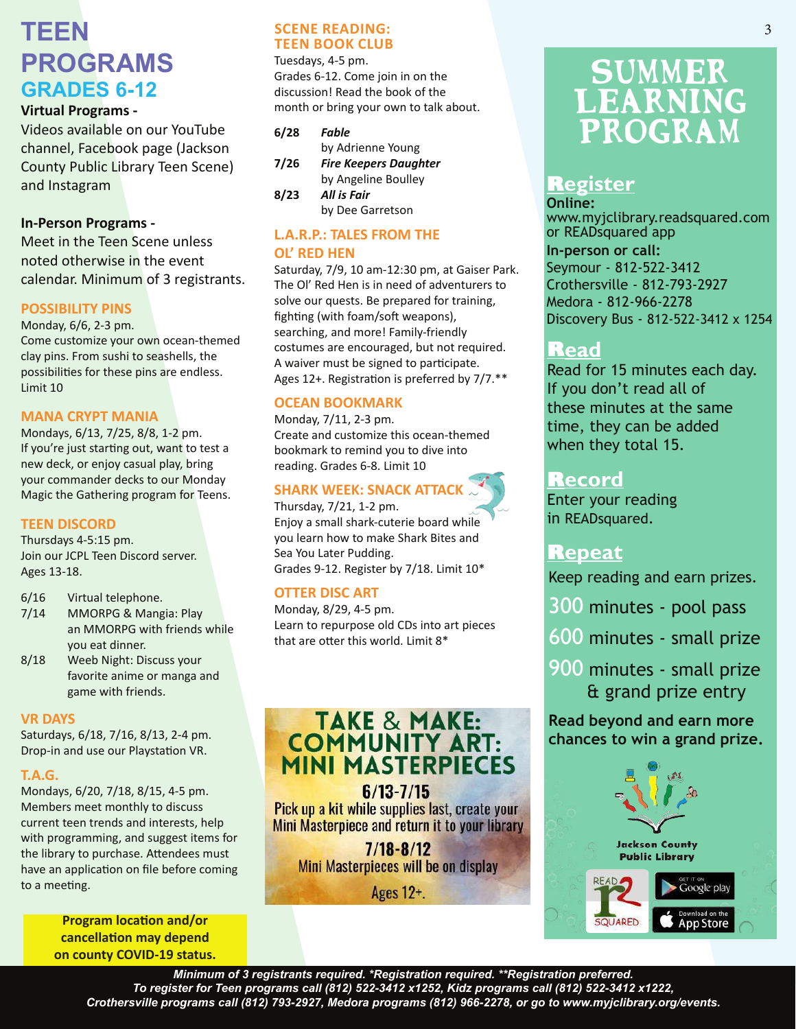# TEEN PROGRAMS

## GRADES 6-12

**Virtual Programs -**
Videos available on our YouTube channel, Facebook page (Jackson County Public Library Teen Scene) and Instagram

**In-Person Programs -**
Meet in the Teen Scene unless noted otherwise in the event calendar. Minimum of 3 registrants.

### POSSIBILITY PINS

Monday, 6/6, 2-3 pm.
Come customize your own ocean-themed clay pins. From sushi to seashells, the possibilities for these pins are endless.
Limit 10

### MANA CRYPT MANIA

Mondays, 6/13, 7/25, 8/8, 1-2 pm.
If you're just starting out, want to test a new deck, or enjoy casual play, bring your commander decks to our Monday Magic the Gathering program for Teens.

### TEEN DISCORD

Thursdays 4-5:15 pm.
Join our JCPL Teen Discord server.
Ages 13-18.

- 6/16 Virtual telephone.
- 7/14 MMORPG & Mangia: Play an MMORPG with friends while you eat dinner.
- 8/18 Weeb Night: Discuss your favorite anime or manga and game with friends.

### VR DAYS

Saturdays, 6/18, 7/16, 8/13, 2-4 pm.
Drop-in and use our Playstation VR.

### T.A.G.

Mondays, 6/20, 7/18, 8/15, 4-5 pm.
Members meet monthly to discuss current teen trends and interests, help with programming, and suggest items for the library to purchase. Attendees must have an application on file before coming to a meeting.

**Program location and/or cancellation may depend on county COVID-19 status.**

### SCENE READING: TEEN BOOK CLUB

Tuesdays, 4-5 pm.
Grades 6-12. Come join in on the discussion! Read the book of the month or bring your own to talk about.

- **6/28** ***Fable*** by Adrienne Young
- **7/26** ***Fire Keepers Daughter*** by Angeline Boulley
- **8/23** ***All is Fair*** by Dee Garretson

### L.A.R.P.: TALES FROM THE OL' RED HEN

Saturday, 7/9, 10 am-12:30 pm, at Gaiser Park.
The Ol' Red Hen is in need of adventurers to solve our quests. Be prepared for training, fighting (with foam/soft weapons), searching, and more! Family-friendly costumes are encouraged, but not required. A waiver must be signed to participate.
Ages 12+. Registration is preferred by 7/7.**

### OCEAN BOOKMARK

Monday, 7/11, 2-3 pm.
Create and customize this ocean-themed bookmark to remind you to dive into reading. Grades 6-8. Limit 10

### SHARK WEEK: SNACK ATTACK

Thursday, 7/21, 1-2 pm.
Enjoy a small shark-cuterie board while you learn how to make Shark Bites and Sea You Later Pudding.
Grades 9-12. Register by 7/18. Limit 10*

### OTTER DISC ART

Monday, 8/29, 4-5 pm.
Learn to repurpose old CDs into art pieces that are otter this world. Limit 8*

### TAKE & MAKE: COMMUNITY ART: MINI MASTERPIECES

**6/13-7/15**
Pick up a kit while supplies last, create your Mini Masterpiece and return it to your library

**7/18-8/12**
Mini Masterpieces will be on display

Ages 12+.

# SUMMER LEARNING PROGRAM

## Register

**Online:**
www.myjclibrary.readsquared.com or READsquared app

**In-person or call:**
Seymour - 812-522-3412
Crothersville - 812-793-2927
Medora - 812-966-2278
Discovery Bus - 812-522-3412 x 1254

## Read

Read for 15 minutes each day. If you don't read all of these minutes at the same time, they can be added when they total 15.

## Record

Enter your reading in READsquared.

## Repeat

Keep reading and earn prizes.

- 300 minutes - pool pass
- 600 minutes - small prize
- 900 minutes - small prize & grand prize entry

**Read beyond and earn more chances to win a grand prize.**

Jackson County Public Library

READ SQUARED | GET IT ON Google play | Download on the App Store

*Minimum of 3 registrants required. *Registration required. **Registration preferred.*
*To register for Teen programs call (812) 522-3412 x1252, Kidz programs call (812) 522-3412 x1222, Crothersville programs call (812) 793-2927, Medora programs (812) 966-2278, or go to www.myjclibrary.org/events.*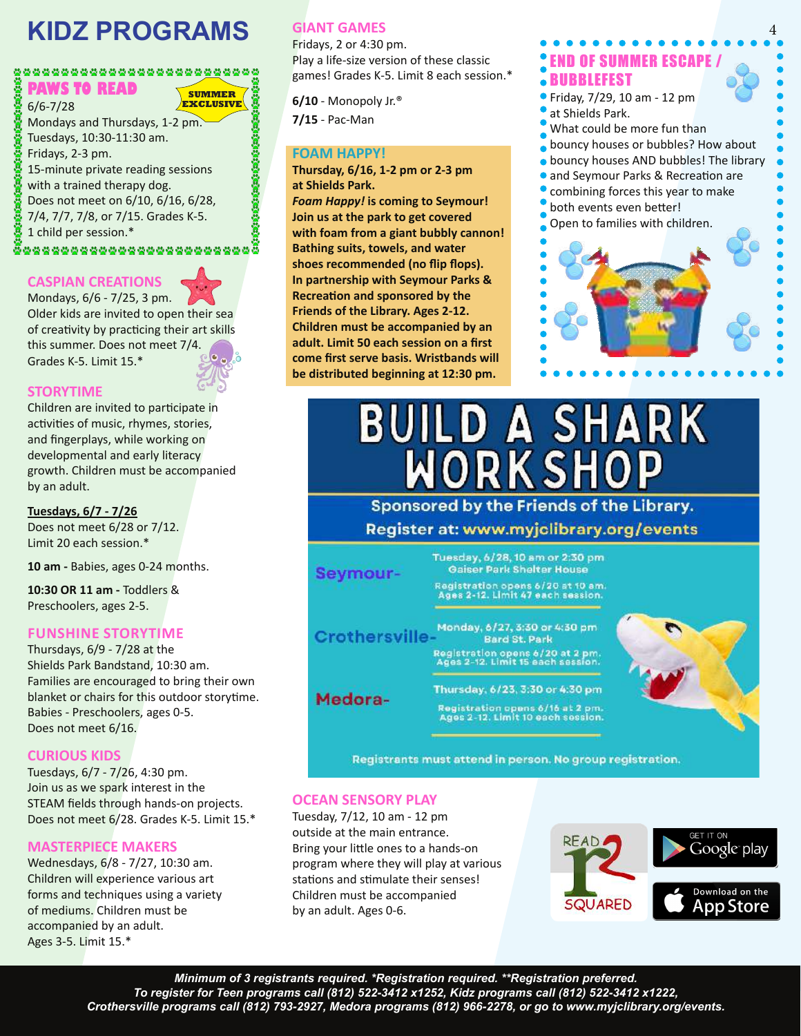# KIDZ PROGRAMS

## PAWS TO READ

**SUMMER EXCLUSIVE**

6/6-7/28
Mondays and Thursdays, 1-2 pm.
Tuesdays, 10:30-11:30 am.
Fridays, 2-3 pm.
15-minute private reading sessions with a trained therapy dog.
Does not meet on 6/10, 6/16, 6/28, 7/4, 7/7, 7/8, or 7/15. Grades K-5.
1 child per session.*

## CASPIAN CREATIONS

Mondays, 6/6 - 7/25, 3 pm.
Older kids are invited to open their sea of creativity by practicing their art skills this summer. Does not meet 7/4.
Grades K-5. Limit 15.*

## STORYTIME

Children are invited to participate in activities of music, rhymes, stories, and fingerplays, while working on developmental and early literacy growth. Children must be accompanied by an adult.

**Tuesdays, 6/7 - 7/26**
Does not meet 6/28 or 7/12.
Limit 20 each session.*

**10 am -** Babies, ages 0-24 months.

**10:30 OR 11 am -** Toddlers & Preschoolers, ages 2-5.

## FUNSHINE STORYTIME

Thursdays, 6/9 - 7/28 at the Shields Park Bandstand, 10:30 am.
Families are encouraged to bring their own blanket or chairs for this outdoor storytime.
Babies - Preschoolers, ages 0-5.
Does not meet 6/16.

## CURIOUS KIDS

Tuesdays, 6/7 - 7/26, 4:30 pm.
Join us as we spark interest in the STEAM fields through hands-on projects.
Does not meet 6/28. Grades K-5. Limit 15.*

## MASTERPIECE MAKERS

Wednesdays, 6/8 - 7/27, 10:30 am.
Children will experience various art forms and techniques using a variety of mediums. Children must be accompanied by an adult.
Ages 3-5. Limit 15.*

## GIANT GAMES

Fridays, 2 or 4:30 pm.
Play a life-size version of these classic games! Grades K-5. Limit 8 each session.*

**6/10** - Monopoly Jr.®
**7/15** - Pac-Man

## FOAM HAPPY!

**Thursday, 6/16, 1-2 pm or 2-3 pm at Shields Park.**
***Foam Happy!* is coming to Seymour! Join us at the park to get covered with foam from a giant bubbly cannon! Bathing suits, towels, and water shoes recommended (no flip flops). In partnership with Seymour Parks & Recreation and sponsored by the Friends of the Library. Ages 2-12. Children must be accompanied by an adult. Limit 50 each session on a first come first serve basis. Wristbands will be distributed beginning at 12:30 pm.**

## END OF SUMMER ESCAPE / BUBBLEFEST

Friday, 7/29, 10 am - 12 pm at Shields Park.
What could be more fun than bouncy houses or bubbles? How about bouncy houses AND bubbles! The library and Seymour Parks & Recreation are combining forces this year to make both events even better!
Open to families with children.

## BUILD A SHARK WORKSHOP

Sponsored by the Friends of the Library.
Register at: www.myjclibrary.org/events

**Seymour-** Tuesday, 6/28, 10 am or 2:30 pm
Gaiser Park Shelter House
Registration opens 6/20 at 10 am.
Ages 2-12. Limit 47 each session.

**Crothersville-** Monday, 6/27, 3:30 or 4:30 pm
Bard St. Park
Registration opens 6/20 at 2 pm.
Ages 2-12. Limit 15 each session.

**Medora-** Thursday, 6/23, 3:30 or 4:30 pm
Registration opens 6/16 at 2 pm.
Ages 2-12. Limit 10 each session.

Registrants must attend in person. No group registration.

## OCEAN SENSORY PLAY

Tuesday, 7/12, 10 am - 12 pm outside at the main entrance.
Bring your little ones to a hands-on program where they will play at various stations and stimulate their senses!
Children must be accompanied by an adult. Ages 0-6.

READ SQUARED — GET IT ON Google play — Download on the App Store

*Minimum of 3 registrants required. *Registration required. **Registration preferred.*
*To register for Teen programs call (812) 522-3412 x1252, Kidz programs call (812) 522-3412 x1222, Crothersville programs call (812) 793-2927, Medora programs (812) 966-2278, or go to www.myjclibrary.org/events.*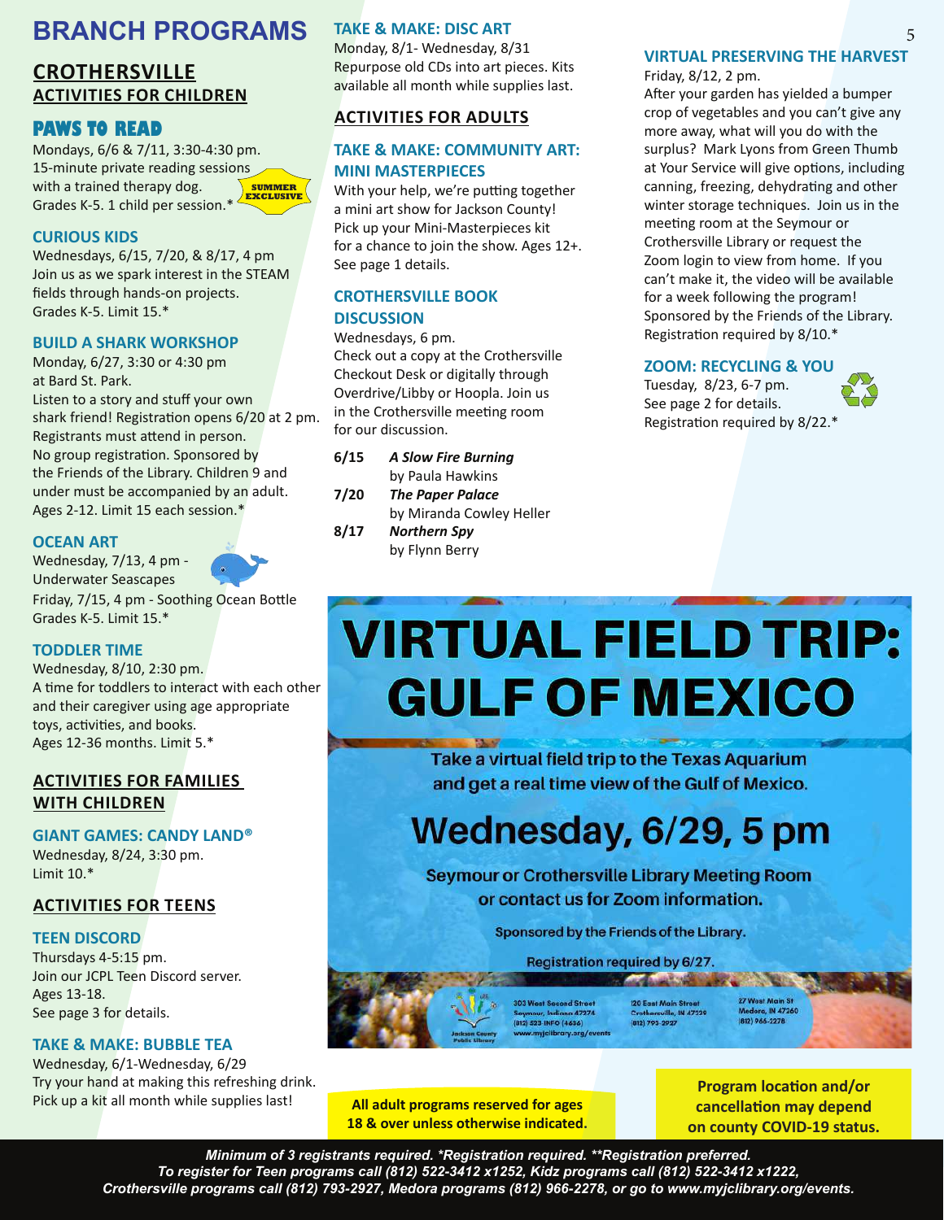# BRANCH PROGRAMS

## CROTHERSVILLE

## ACTIVITIES FOR CHILDREN

### PAWS TO READ

Mondays, 6/6 & 7/11, 3:30-4:30 pm.
15-minute private reading sessions with a trained therapy dog.
Grades K-5. 1 child per session.*

SUMMER EXCLUSIVE

### CURIOUS KIDS

Wednesdays, 6/15, 7/20, & 8/17, 4 pm
Join us as we spark interest in the STEAM fields through hands-on projects.
Grades K-5. Limit 15.*

### BUILD A SHARK WORKSHOP

Monday, 6/27, 3:30 or 4:30 pm
at Bard St. Park.
Listen to a story and stuff your own shark friend! Registration opens 6/20 at 2 pm. Registrants must attend in person. No group registration. Sponsored by the Friends of the Library. Children 9 and under must be accompanied by an adult.
Ages 2-12. Limit 15 each session.*

### OCEAN ART

Wednesday, 7/13, 4 pm - Underwater Seascapes
Friday, 7/15, 4 pm - Soothing Ocean Bottle
Grades K-5. Limit 15.*

### TODDLER TIME

Wednesday, 8/10, 2:30 pm.
A time for toddlers to interact with each other and their caregiver using age appropriate toys, activities, and books.
Ages 12-36 months. Limit 5.*

## ACTIVITIES FOR FAMILIES WITH CHILDREN

### GIANT GAMES: CANDY LAND®

Wednesday, 8/24, 3:30 pm.
Limit 10.*

## ACTIVITIES FOR TEENS

### TEEN DISCORD

Thursdays 4-5:15 pm.
Join our JCPL Teen Discord server.
Ages 13-18.
See page 3 for details.

### TAKE & MAKE: BUBBLE TEA

Wednesday, 6/1-Wednesday, 6/29
Try your hand at making this refreshing drink. Pick up a kit all month while supplies last!

### TAKE & MAKE: DISC ART

Monday, 8/1- Wednesday, 8/31
Repurpose old CDs into art pieces. Kits available all month while supplies last.

## ACTIVITIES FOR ADULTS

### TAKE & MAKE: COMMUNITY ART: MINI MASTERPIECES

With your help, we're putting together a mini art show for Jackson County! Pick up your Mini-Masterpieces kit for a chance to join the show. Ages 12+. See page 1 details.

### CROTHERSVILLE BOOK DISCUSSION

Wednesdays, 6 pm.
Check out a copy at the Crothersville Checkout Desk or digitally through Overdrive/Libby or Hoopla. Join us in the Crothersville meeting room for our discussion.

- **6/15** *A Slow Fire Burning* by Paula Hawkins
- **7/20** *The Paper Palace* by Miranda Cowley Heller
- **8/17** *Northern Spy* by Flynn Berry

### VIRTUAL PRESERVING THE HARVEST

Friday, 8/12, 2 pm.
After your garden has yielded a bumper crop of vegetables and you can't give any more away, what will you do with the surplus? Mark Lyons from Green Thumb at Your Service will give options, including canning, freezing, dehydrating and other winter storage techniques. Join us in the meeting room at the Seymour or Crothersville Library or request the Zoom login to view from home. If you can't make it, the video will be available for a week following the program! Sponsored by the Friends of the Library.
Registration required by 8/10.*

### ZOOM: RECYCLING & YOU

Tuesday, 8/23, 6-7 pm.
See page 2 for details.
Registration required by 8/22.*

## VIRTUAL FIELD TRIP: GULF OF MEXICO

Take a virtual field trip to the Texas Aquarium and get a real time view of the Gulf of Mexico.

**Wednesday, 6/29, 5 pm**

Seymour or Crothersville Library Meeting Room or contact us for Zoom information.

Sponsored by the Friends of the Library.

Registration required by 6/27.

Jackson County Public Library
303 West Second Street, Seymour, Indiana 47274, (812) 523 INFO (4636), www.myjclibrary.org/events
120 East Main Street, Crothersville, IN 47229, (812) 793-2927
27 West Main St, Medora, IN 47260, (812) 966-2278

**All adult programs reserved for ages 18 & over unless otherwise indicated.**

**Program location and/or cancellation may depend on county COVID-19 status.**

***Minimum of 3 registrants required. *Registration required. **Registration preferred.***
***To register for Teen programs call (812) 522-3412 x1252, Kidz programs call (812) 522-3412 x1222, Crothersville programs call (812) 793-2927, Medora programs (812) 966-2278, or go to www.myjclibrary.org/events.***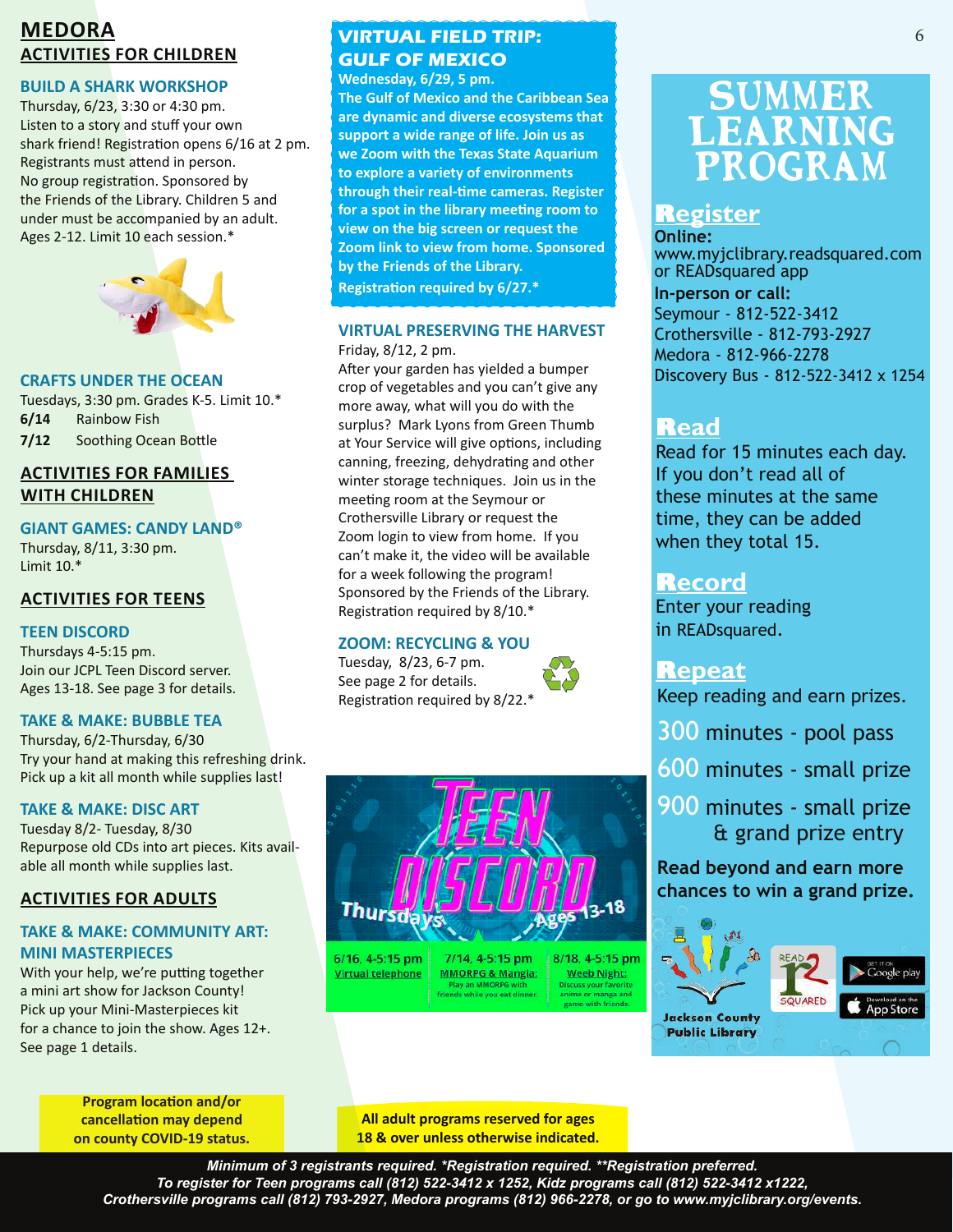# MEDORA

## ACTIVITIES FOR CHILDREN

### BUILD A SHARK WORKSHOP

Thursday, 6/23, 3:30 or 4:30 pm.
Listen to a story and stuff your own shark friend! Registration opens 6/16 at 2 pm. Registrants must attend in person. No group registration. Sponsored by the Friends of the Library. Children 5 and under must be accompanied by an adult. Ages 2-12. Limit 10 each session.*

### CRAFTS UNDER THE OCEAN

Tuesdays, 3:30 pm. Grades K-5. Limit 10.*

**6/14** Rainbow Fish
**7/12** Soothing Ocean Bottle

## ACTIVITIES FOR FAMILIES WITH CHILDREN

### GIANT GAMES: CANDY LAND®

Thursday, 8/11, 3:30 pm.
Limit 10.*

## ACTIVITIES FOR TEENS

### TEEN DISCORD

Thursdays 4-5:15 pm.
Join our JCPL Teen Discord server. Ages 13-18. See page 3 for details.

### TAKE & MAKE: BUBBLE TEA

Thursday, 6/2-Thursday, 6/30
Try your hand at making this refreshing drink. Pick up a kit all month while supplies last!

### TAKE & MAKE: DISC ART

Tuesday 8/2- Tuesday, 8/30
Repurpose old CDs into art pieces. Kits available all month while supplies last.

## ACTIVITIES FOR ADULTS

### TAKE & MAKE: COMMUNITY ART: MINI MASTERPIECES

With your help, we're putting together a mini art show for Jackson County! Pick up your Mini-Masterpieces kit for a chance to join the show. Ages 12+. See page 1 details.

**Program location and/or cancellation may depend on county COVID-19 status.**

### VIRTUAL FIELD TRIP: GULF OF MEXICO

**Wednesday, 6/29, 5 pm.**
**The Gulf of Mexico and the Caribbean Sea are dynamic and diverse ecosystems that support a wide range of life. Join us as we Zoom with the Texas State Aquarium to explore a variety of environments through their real-time cameras. Register for a spot in the library meeting room to view on the big screen or request the Zoom link to view from home. Sponsored by the Friends of the Library.**
**Registration required by 6/27.***

### VIRTUAL PRESERVING THE HARVEST

Friday, 8/12, 2 pm.
After your garden has yielded a bumper crop of vegetables and you can't give any more away, what will you do with the surplus? Mark Lyons from Green Thumb at Your Service will give options, including canning, freezing, dehydrating and other winter storage techniques. Join us in the meeting room at the Seymour or Crothersville Library or request the Zoom login to view from home. If you can't make it, the video will be available for a week following the program! Sponsored by the Friends of the Library. Registration required by 8/10.*

### ZOOM: RECYCLING & YOU

Tuesday, 8/23, 6-7 pm.
See page 2 for details.
Registration required by 8/22.*

**TEEN DISCORD**
Thursdays Ages 13-18

| 6/16, 4-5:15 pm | 7/14, 4-5:15 pm | 8/18, 4-5:15 pm |
|---|---|---|
| Virtual telephone | MMORPG & Mangia: Play an MMORPG with friends while you eat dinner. | Weeb Night: Discuss your favorite anime or manga and game with friends. |

**All adult programs reserved for ages 18 & over unless otherwise indicated.**

# SUMMER LEARNING PROGRAM

## Register

**Online:**
www.myjclibrary.readsquared.com or READsquared app

**In-person or call:**
Seymour - 812-522-3412
Crothersville - 812-793-2927
Medora - 812-966-2278
Discovery Bus - 812-522-3412 x 1254

## Read

Read for 15 minutes each day. If you don't read all of these minutes at the same time, they can be added when they total 15.

## Record

Enter your reading in READsquared.

## Repeat

Keep reading and earn prizes.

300 minutes - pool pass
600 minutes - small prize
900 minutes - small prize & grand prize entry

**Read beyond and earn more chances to win a grand prize.**

Jackson County Public Library

*Minimum of 3 registrants required. *Registration required. **Registration preferred.*
*To register for Teen programs call (812) 522-3412 x 1252, Kidz programs call (812) 522-3412 x1222, Crothersville programs call (812) 793-2927, Medora programs (812) 966-2278, or go to www.myjclibrary.org/events.*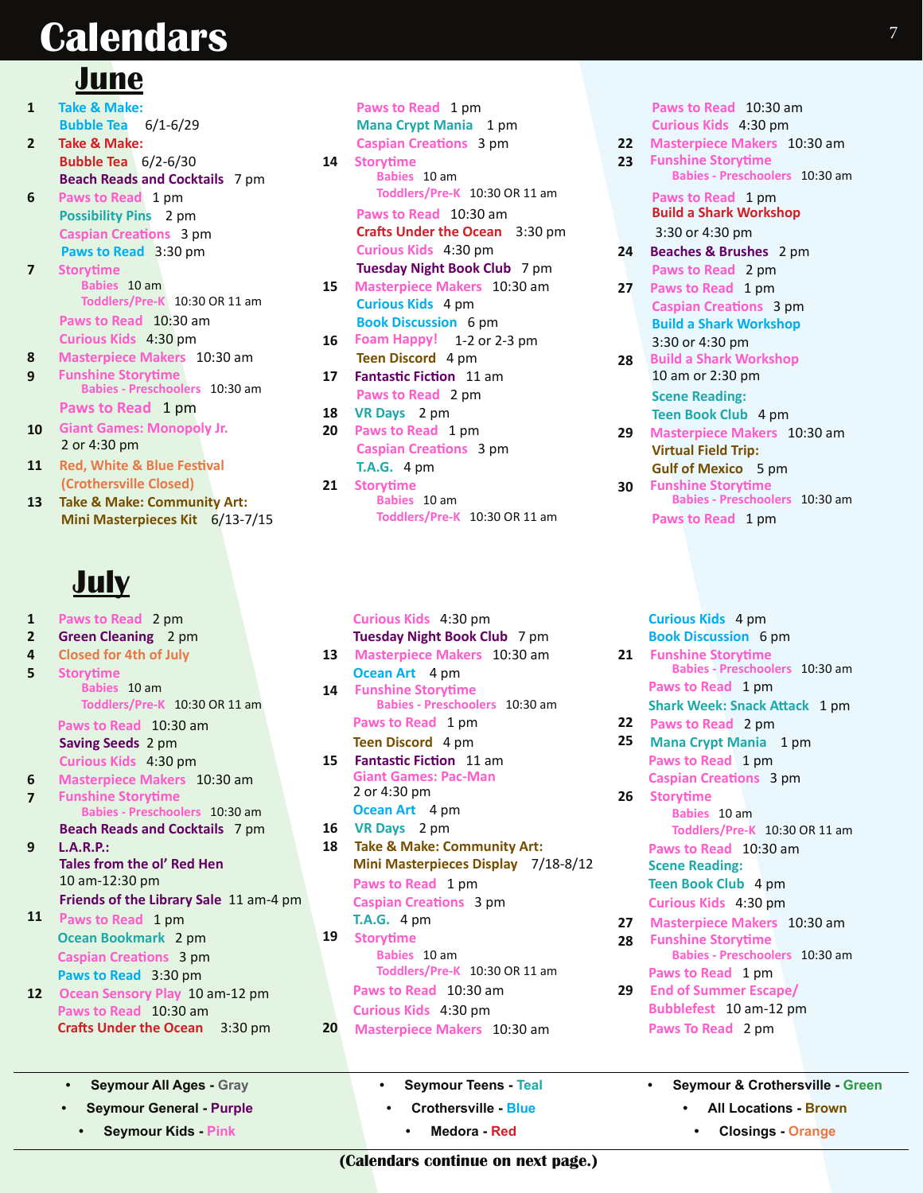# Calendars

## June

**1**
Take & Make: Bubble Tea 6/1-6/29

**2**
Take & Make: Bubble Tea 6/2-6/30
Beach Reads and Cocktails 7 pm

**6**
Paws to Read 1 pm
Possibility Pins 2 pm
Caspian Creations 3 pm
Paws to Read 3:30 pm

**7**
Storytime
- Babies 10 am
- Toddlers/Pre-K 10:30 OR 11 am

Paws to Read 10:30 am
Curious Kids 4:30 pm

**8**
Masterpiece Makers 10:30 am

**9**
Funshine Storytime
- Babies - Preschoolers 10:30 am

Paws to Read 1 pm

**10**
Giant Games: Monopoly Jr. 2 or 4:30 pm

**11**
Red, White & Blue Festival (Crothersville Closed)

**13**
Take & Make: Community Art: Mini Masterpieces Kit 6/13-7/15
Paws to Read 1 pm
Mana Crypt Mania 1 pm
Caspian Creations 3 pm

**14**
Storytime
- Babies 10 am
- Toddlers/Pre-K 10:30 OR 11 am

Paws to Read 10:30 am
Crafts Under the Ocean 3:30 pm
Curious Kids 4:30 pm
Tuesday Night Book Club 7 pm

**15**
Masterpiece Makers 10:30 am
Curious Kids 4 pm
Book Discussion 6 pm

**16**
Foam Happy! 1-2 or 2-3 pm
Teen Discord 4 pm

**17**
Fantastic Fiction 11 am
Paws to Read 2 pm

**18**
VR Days 2 pm

**20**
Paws to Read 1 pm
Caspian Creations 3 pm
T.A.G. 4 pm

**21**
Storytime
- Babies 10 am
- Toddlers/Pre-K 10:30 OR 11 am

Paws to Read 10:30 am
Curious Kids 4:30 pm

**22**
Masterpiece Makers 10:30 am

**23**
Funshine Storytime
- Babies - Preschoolers 10:30 am

Paws to Read 1 pm
Build a Shark Workshop 3:30 or 4:30 pm

**24**
Beaches & Brushes 2 pm
Paws to Read 2 pm

**27**
Paws to Read 1 pm
Caspian Creations 3 pm
Build a Shark Workshop 3:30 or 4:30 pm

**28**
Build a Shark Workshop 10 am or 2:30 pm
Scene Reading: Teen Book Club 4 pm

**29**
Masterpiece Makers 10:30 am
Virtual Field Trip: Gulf of Mexico 5 pm

**30**
Funshine Storytime
- Babies - Preschoolers 10:30 am

Paws to Read 1 pm

## July

**1**
Paws to Read 2 pm

**2**
Green Cleaning 2 pm

**4**
Closed for 4th of July

**5**
Storytime
- Babies 10 am
- Toddlers/Pre-K 10:30 OR 11 am

Paws to Read 10:30 am
Saving Seeds 2 pm
Curious Kids 4:30 pm

**6**
Masterpiece Makers 10:30 am

**7**
Funshine Storytime
- Babies - Preschoolers 10:30 am

Beach Reads and Cocktails 7 pm

**9**
L.A.R.P.: Tales from the ol' Red Hen 10 am-12:30 pm
Friends of the Library Sale 11 am-4 pm

**11**
Paws to Read 1 pm
Ocean Bookmark 2 pm
Caspian Creations 3 pm
Paws to Read 3:30 pm

**12**
Ocean Sensory Play 10 am-12 pm
Paws to Read 10:30 am
Crafts Under the Ocean 3:30 pm
Curious Kids 4:30 pm
Tuesday Night Book Club 7 pm

**13**
Masterpiece Makers 10:30 am
Ocean Art 4 pm

**14**
Funshine Storytime
- Babies - Preschoolers 10:30 am

Paws to Read 1 pm
Teen Discord 4 pm

**15**
Fantastic Fiction 11 am
Giant Games: Pac-Man 2 or 4:30 pm
Ocean Art 4 pm

**16**
VR Days 2 pm

**18**
Take & Make: Community Art: Mini Masterpieces Display 7/18-8/12
Paws to Read 1 pm
Caspian Creations 3 pm
T.A.G. 4 pm

**19**
Storytime
- Babies 10 am
- Toddlers/Pre-K 10:30 OR 11 am

Paws to Read 10:30 am
Curious Kids 4:30 pm

**20**
Masterpiece Makers 10:30 am
Curious Kids 4 pm
Book Discussion 6 pm

**21**
Funshine Storytime
- Babies - Preschoolers 10:30 am

Paws to Read 1 pm
Shark Week: Snack Attack 1 pm

**22**
Paws to Read 2 pm

**25**
Mana Crypt Mania 1 pm
Paws to Read 1 pm
Caspian Creations 3 pm

**26**
Storytime
- Babies 10 am
- Toddlers/Pre-K 10:30 OR 11 am

Paws to Read 10:30 am
Scene Reading: Teen Book Club 4 pm
Curious Kids 4:30 pm

**27**
Masterpiece Makers 10:30 am

**28**
Funshine Storytime
- Babies - Preschoolers 10:30 am

Paws to Read 1 pm

**29**
End of Summer Escape/ Bubblefest 10 am-12 pm
Paws To Read 2 pm

---

- **Seymour All Ages - Gray**
- **Seymour General - Purple**
- **Seymour Kids - Pink**
- **Seymour Teens - Teal**
- **Crothersville - Blue**
- **Medora - Red**
- **Seymour & Crothersville - Green**
- **All Locations - Brown**
- **Closings - Orange**

**(Calendars continue on next page.)**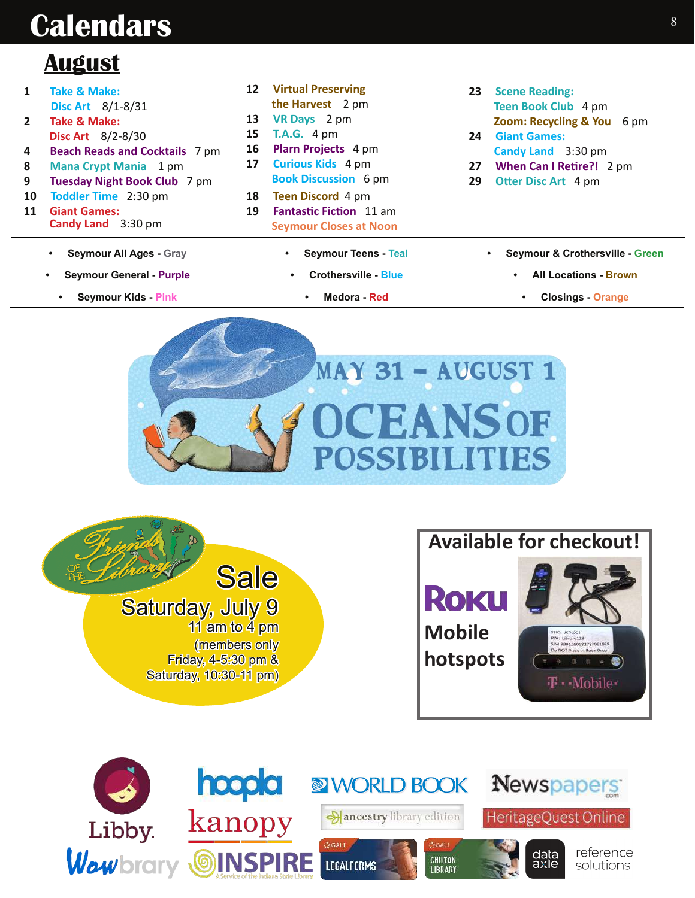# Calendars

## August

1 Take & Make: Disc Art 8/1-8/31

2 Take & Make: Disc Art 8/2-8/30

4 Beach Reads and Cocktails 7 pm

8 Mana Crypt Mania 1 pm

9 Tuesday Night Book Club 7 pm

10 Toddler Time 2:30 pm

11 Giant Games: Candy Land 3:30 pm

12 Virtual Preserving the Harvest 2 pm

13 VR Days 2 pm

15 T.A.G. 4 pm

16 Plarn Projects 4 pm

17 Curious Kids 4 pm
Book Discussion 6 pm

18 Teen Discord 4 pm

19 Fantastic Fiction 11 am
Seymour Closes at Noon

23 Scene Reading: Teen Book Club 4 pm
Zoom: Recycling & You 6 pm

24 Giant Games: Candy Land 3:30 pm

27 When Can I Retire?! 2 pm

29 Otter Disc Art 4 pm

- Seymour All Ages - Gray
- Seymour General - Purple
- Seymour Kids - Pink
- Seymour Teens - Teal
- Crothersville - Blue
- Medora - Red
- Seymour & Crothersville - Green
- All Locations - Brown
- Closings - Orange

MAY 31 – AUGUST 1
OCEANS OF POSSIBILITIES

Friends of the Library
Sale
Saturday, July 9
11 am to 4 pm
(members only Friday, 4-5:30 pm & Saturday, 10:30-11 pm)

**Available for checkout!**
Roku
Mobile hotspots

Libby. hoopla WORLD BOOK Newspapers.com kanopy ancestry library edition HeritageQuest Online Wowbrary INSPIRE LEGALFORMS CHILTON LIBRARY data axle reference solutions